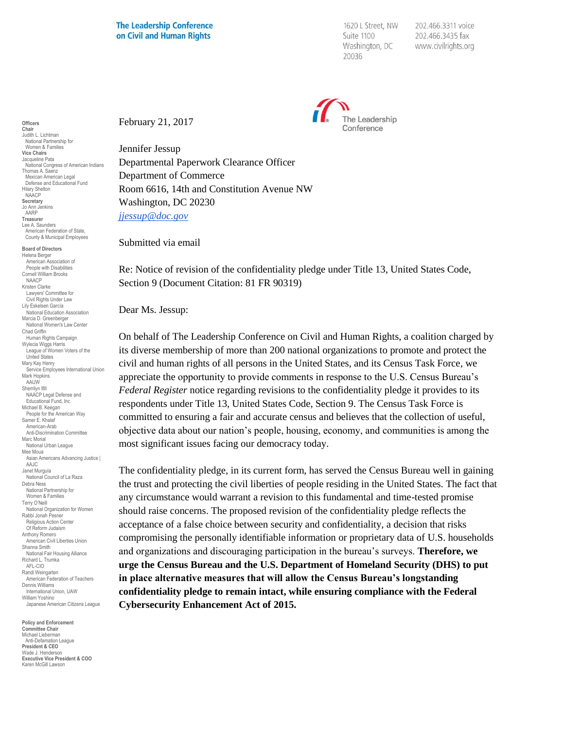**The Leadership Conference on Civil and Human Rights**

1620 L Street, NW
Suite 1100
Washington, DC
20036

202.466.3311 voice
202.466.3435 fax
www.civilrights.org

**Officers**
**Chair**
Judith L. Lichtman
National Partnership for Women & Families
**Vice Chairs**
Jacqueline Pata
National Congress of American Indians
Thomas A. Saenz
Mexican American Legal Defense and Educational Fund
Hilary Shelton
NAACP
**Secretary**
Jo Ann Jenkins
AARP
**Treasurer**
Lee A. Saunders
American Federation of State, County & Municipal Employees

**Board of Directors**
Helena Berger
American Association of People with Disabilities
Cornell William Brooks
NAACP
Kristen Clarke
Lawyers' Committee for Civil Rights Under Law
Lily Eskelsen García
National Education Association
Marcia D. Greenberger
National Women's Law Center
Chad Griffin
Human Rights Campaign
Wylecia Wiggs Harris
League of Women Voters of the United States
Mary Kay Henry
Service Employees International Union
Mark Hopkins
AAUW
Sherrilyn Ifill
NAACP Legal Defense and Educational Fund, Inc.
Michael B. Keegan
People for the American Way
Samer E. Khalaf
American-Arab Anti-Discrimination Committee
Marc Morial
National Urban League
Mee Moua
Asian Americans Advancing Justice | AAJC
Janet Murguía
National Council of La Raza
Debra Ness
National Partnership for Women & Families
Terry O'Neill
National Organization for Women
Rabbi Jonah Pesner
Religious Action Center Of Reform Judaism
Anthony Romero
American Civil Liberties Union
Shanna Smith
National Fair Housing Alliance
Richard L. Trumka
AFL-CIO
Randi Weingarten
American Federation of Teachers
Dennis Williams
International Union, UAW
William Yoshino
Japanese American Citizens League

**Policy and Enforcement Committee Chair**
Michael Lieberman
Anti-Defamation League
**President & CEO**
Wade J. Henderson
**Executive Vice President & COO**
Karen McGill Lawson

February 21, 2017

Jennifer Jessup
Departmental Paperwork Clearance Officer
Department of Commerce
Room 6616, 14th and Constitution Avenue NW
Washington, DC 20230
*jjessup@doc.gov*

Submitted via email

Re: Notice of revision of the confidentiality pledge under Title 13, United States Code, Section 9 (Document Citation: 81 FR 90319)

Dear Ms. Jessup:

On behalf of The Leadership Conference on Civil and Human Rights, a coalition charged by its diverse membership of more than 200 national organizations to promote and protect the civil and human rights of all persons in the United States, and its Census Task Force, we appreciate the opportunity to provide comments in response to the U.S. Census Bureau's *Federal Register* notice regarding revisions to the confidentiality pledge it provides to its respondents under Title 13, United States Code, Section 9. The Census Task Force is committed to ensuring a fair and accurate census and believes that the collection of useful, objective data about our nation's people, housing, economy, and communities is among the most significant issues facing our democracy today.

The confidentiality pledge, in its current form, has served the Census Bureau well in gaining the trust and protecting the civil liberties of people residing in the United States. The fact that any circumstance would warrant a revision to this fundamental and time-tested promise should raise concerns. The proposed revision of the confidentiality pledge reflects the acceptance of a false choice between security and confidentiality, a decision that risks compromising the personally identifiable information or proprietary data of U.S. households and organizations and discouraging participation in the bureau's surveys. **Therefore, we urge the Census Bureau and the U.S. Department of Homeland Security (DHS) to put in place alternative measures that will allow the Census Bureau's longstanding confidentiality pledge to remain intact, while ensuring compliance with the Federal Cybersecurity Enhancement Act of 2015.**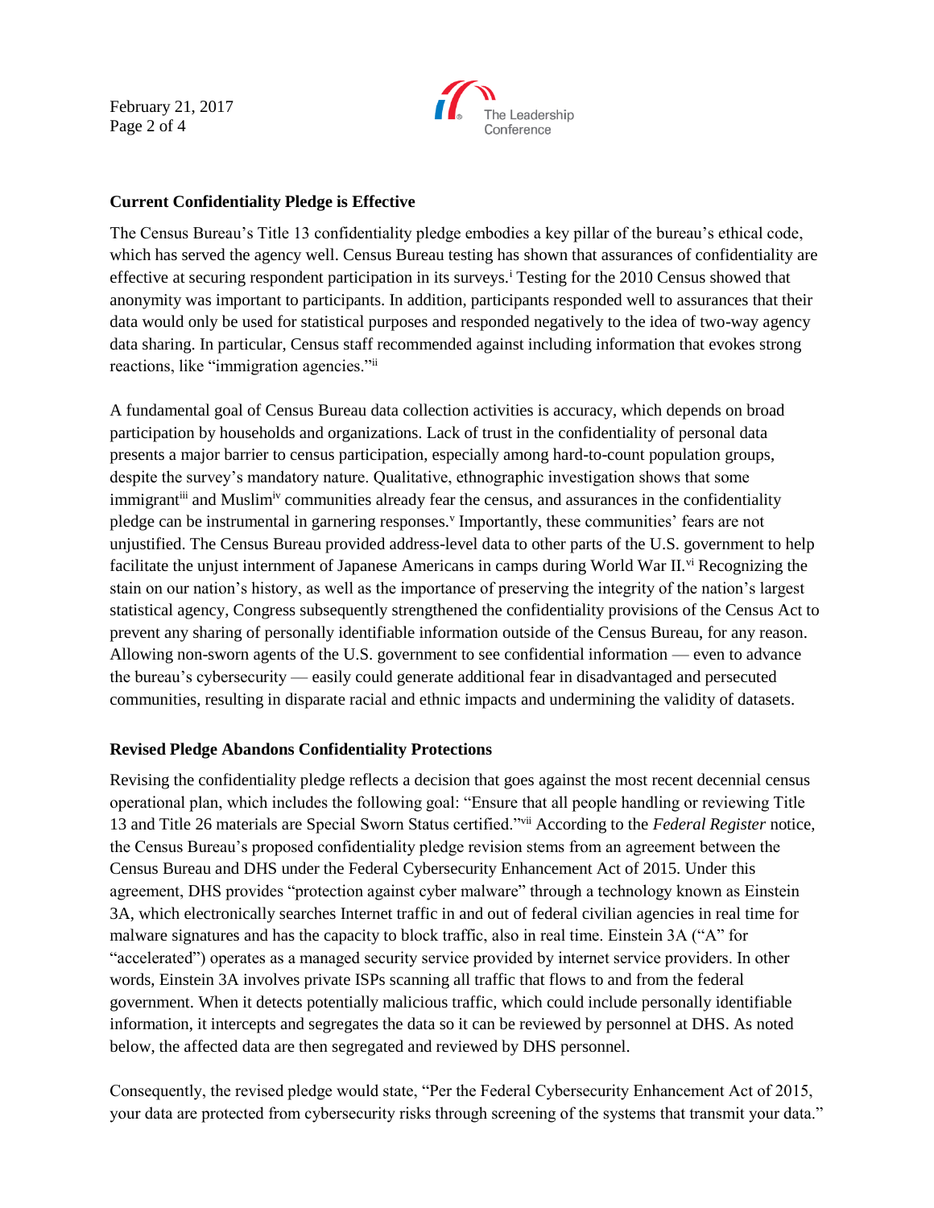**Current Confidentiality Pledge is Effective**

The Census Bureau's Title 13 confidentiality pledge embodies a key pillar of the bureau's ethical code, which has served the agency well. Census Bureau testing has shown that assurances of confidentiality are effective at securing respondent participation in its surveys.[i] Testing for the 2010 Census showed that anonymity was important to participants. In addition, participants responded well to assurances that their data would only be used for statistical purposes and responded negatively to the idea of two-way agency data sharing. In particular, Census staff recommended against including information that evokes strong reactions, like "immigration agencies."[ii]

A fundamental goal of Census Bureau data collection activities is accuracy, which depends on broad participation by households and organizations. Lack of trust in the confidentiality of personal data presents a major barrier to census participation, especially among hard-to-count population groups, despite the survey's mandatory nature. Qualitative, ethnographic investigation shows that some immigrant[iii] and Muslim[iv] communities already fear the census, and assurances in the confidentiality pledge can be instrumental in garnering responses.[v] Importantly, these communities' fears are not unjustified. The Census Bureau provided address-level data to other parts of the U.S. government to help facilitate the unjust internment of Japanese Americans in camps during World War II.[vi] Recognizing the stain on our nation's history, as well as the importance of preserving the integrity of the nation's largest statistical agency, Congress subsequently strengthened the confidentiality provisions of the Census Act to prevent any sharing of personally identifiable information outside of the Census Bureau, for any reason. Allowing non-sworn agents of the U.S. government to see confidential information — even to advance the bureau's cybersecurity — easily could generate additional fear in disadvantaged and persecuted communities, resulting in disparate racial and ethnic impacts and undermining the validity of datasets.

**Revised Pledge Abandons Confidentiality Protections**

Revising the confidentiality pledge reflects a decision that goes against the most recent decennial census operational plan, which includes the following goal: "Ensure that all people handling or reviewing Title 13 and Title 26 materials are Special Sworn Status certified."[vii] According to the *Federal Register* notice, the Census Bureau's proposed confidentiality pledge revision stems from an agreement between the Census Bureau and DHS under the Federal Cybersecurity Enhancement Act of 2015. Under this agreement, DHS provides "protection against cyber malware" through a technology known as Einstein 3A, which electronically searches Internet traffic in and out of federal civilian agencies in real time for malware signatures and has the capacity to block traffic, also in real time. Einstein 3A ("A" for "accelerated") operates as a managed security service provided by internet service providers. In other words, Einstein 3A involves private ISPs scanning all traffic that flows to and from the federal government. When it detects potentially malicious traffic, which could include personally identifiable information, it intercepts and segregates the data so it can be reviewed by personnel at DHS. As noted below, the affected data are then segregated and reviewed by DHS personnel.

Consequently, the revised pledge would state, "Per the Federal Cybersecurity Enhancement Act of 2015, your data are protected from cybersecurity risks through screening of the systems that transmit your data."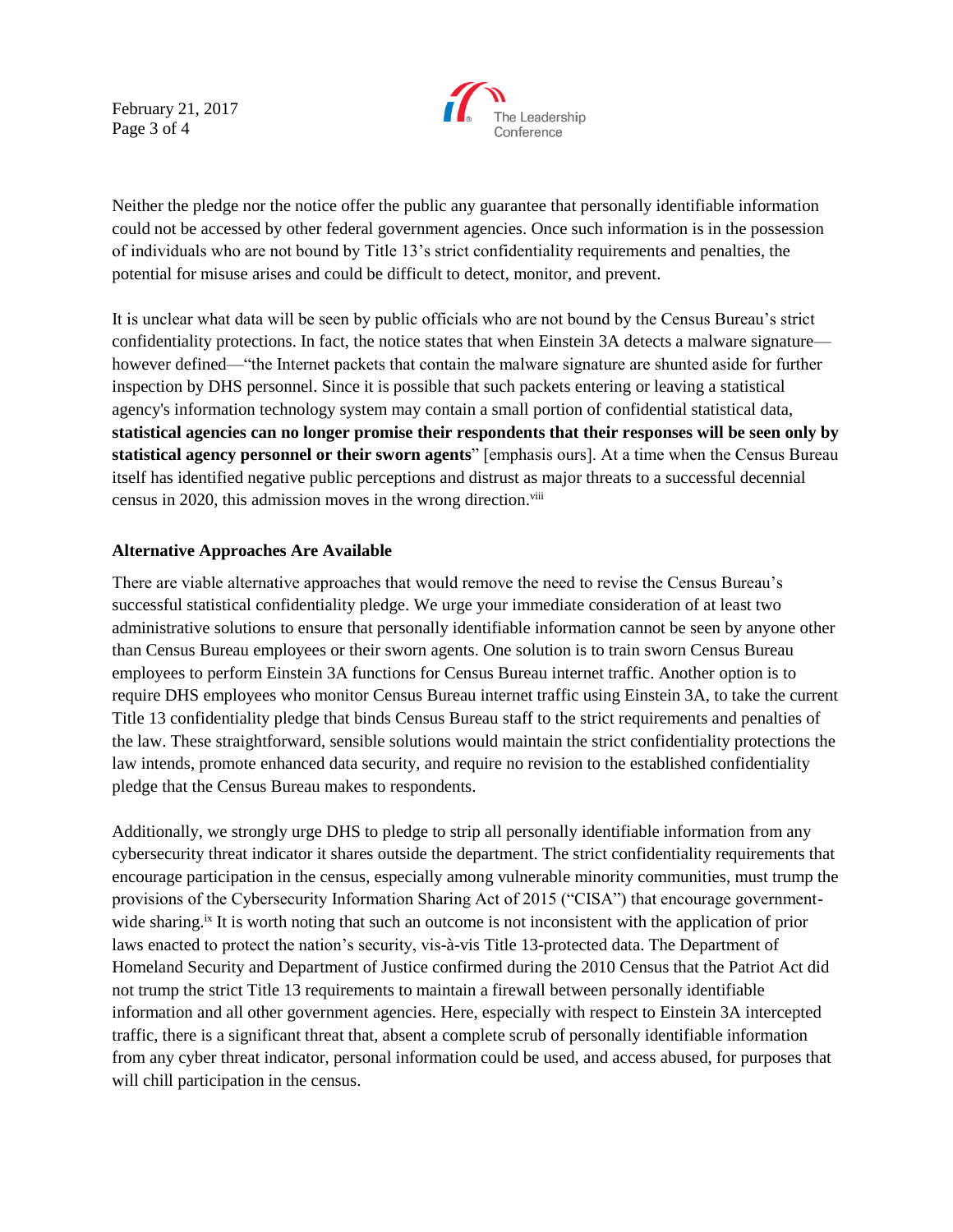Neither the pledge nor the notice offer the public any guarantee that personally identifiable information could not be accessed by other federal government agencies. Once such information is in the possession of individuals who are not bound by Title 13's strict confidentiality requirements and penalties, the potential for misuse arises and could be difficult to detect, monitor, and prevent.

It is unclear what data will be seen by public officials who are not bound by the Census Bureau's strict confidentiality protections. In fact, the notice states that when Einstein 3A detects a malware signature—however defined—"the Internet packets that contain the malware signature are shunted aside for further inspection by DHS personnel. Since it is possible that such packets entering or leaving a statistical agency's information technology system may contain a small portion of confidential statistical data, **statistical agencies can no longer promise their respondents that their responses will be seen only by statistical agency personnel or their sworn agents**" [emphasis ours]. At a time when the Census Bureau itself has identified negative public perceptions and distrust as major threats to a successful decennial census in 2020, this admission moves in the wrong direction.[viii]

**Alternative Approaches Are Available**

There are viable alternative approaches that would remove the need to revise the Census Bureau's successful statistical confidentiality pledge. We urge your immediate consideration of at least two administrative solutions to ensure that personally identifiable information cannot be seen by anyone other than Census Bureau employees or their sworn agents. One solution is to train sworn Census Bureau employees to perform Einstein 3A functions for Census Bureau internet traffic. Another option is to require DHS employees who monitor Census Bureau internet traffic using Einstein 3A, to take the current Title 13 confidentiality pledge that binds Census Bureau staff to the strict requirements and penalties of the law. These straightforward, sensible solutions would maintain the strict confidentiality protections the law intends, promote enhanced data security, and require no revision to the established confidentiality pledge that the Census Bureau makes to respondents.

Additionally, we strongly urge DHS to pledge to strip all personally identifiable information from any cybersecurity threat indicator it shares outside the department. The strict confidentiality requirements that encourage participation in the census, especially among vulnerable minority communities, must trump the provisions of the Cybersecurity Information Sharing Act of 2015 ("CISA") that encourage government-wide sharing.[ix] It is worth noting that such an outcome is not inconsistent with the application of prior laws enacted to protect the nation's security, vis-à-vis Title 13-protected data. The Department of Homeland Security and Department of Justice confirmed during the 2010 Census that the Patriot Act did not trump the strict Title 13 requirements to maintain a firewall between personally identifiable information and all other government agencies. Here, especially with respect to Einstein 3A intercepted traffic, there is a significant threat that, absent a complete scrub of personally identifiable information from any cyber threat indicator, personal information could be used, and access abused, for purposes that will chill participation in the census.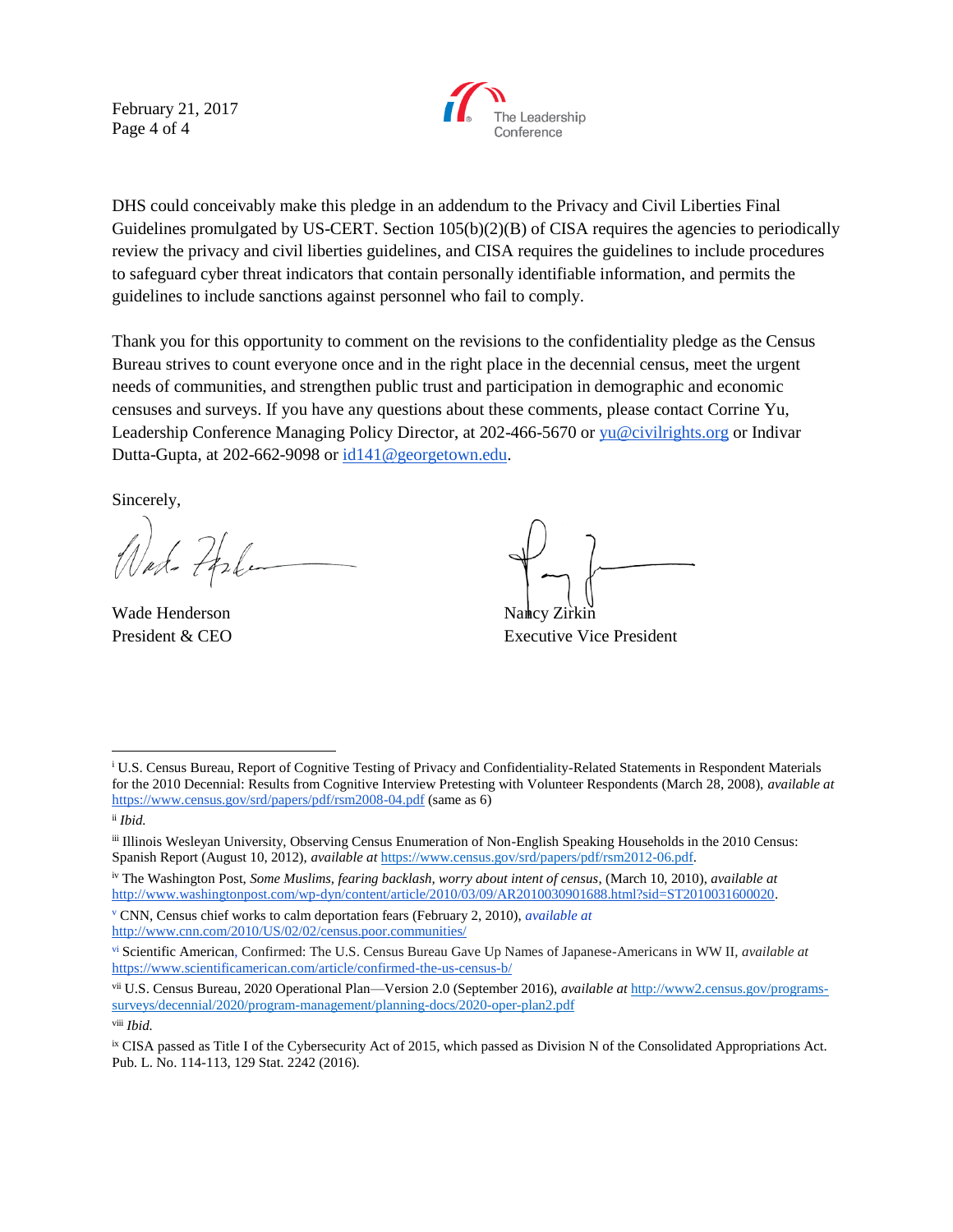DHS could conceivably make this pledge in an addendum to the Privacy and Civil Liberties Final Guidelines promulgated by US-CERT. Section 105(b)(2)(B) of CISA requires the agencies to periodically review the privacy and civil liberties guidelines, and CISA requires the guidelines to include procedures to safeguard cyber threat indicators that contain personally identifiable information, and permits the guidelines to include sanctions against personnel who fail to comply.

Thank you for this opportunity to comment on the revisions to the confidentiality pledge as the Census Bureau strives to count everyone once and in the right place in the decennial census, meet the urgent needs of communities, and strengthen public trust and participation in demographic and economic censuses and surveys. If you have any questions about these comments, please contact Corrine Yu, Leadership Conference Managing Policy Director, at 202-466-5670 or yu@civilrights.org or Indivar Dutta-Gupta, at 202-662-9098 or id141@georgetown.edu.

Sincerely,

Wade Henderson
President & CEO

Nancy Zirkin
Executive Vice President

---

[i] U.S. Census Bureau, Report of Cognitive Testing of Privacy and Confidentiality-Related Statements in Respondent Materials for the 2010 Decennial: Results from Cognitive Interview Pretesting with Volunteer Respondents (March 28, 2008), *available at* https://www.census.gov/srd/papers/pdf/rsm2008-04.pdf (same as 6)

[ii] *Ibid.*

[iii] Illinois Wesleyan University, Observing Census Enumeration of Non-English Speaking Households in the 2010 Census: Spanish Report (August 10, 2012), *available at* https://www.census.gov/srd/papers/pdf/rsm2012-06.pdf.

[iv] The Washington Post, *Some Muslims, fearing backlash, worry about intent of census*, (March 10, 2010), *available at* http://www.washingtonpost.com/wp-dyn/content/article/2010/03/09/AR2010030901688.html?sid=ST2010031600020.

[v] CNN, Census chief works to calm deportation fears (February 2, 2010), *available at* http://www.cnn.com/2010/US/02/02/census.poor.communities/

[vi] Scientific American, Confirmed: The U.S. Census Bureau Gave Up Names of Japanese-Americans in WW II, *available at* https://www.scientificamerican.com/article/confirmed-the-us-census-b/

[vii] U.S. Census Bureau, 2020 Operational Plan—Version 2.0 (September 2016), *available at* http://www2.census.gov/programs-surveys/decennial/2020/program-management/planning-docs/2020-oper-plan2.pdf

[viii] *Ibid.*

[ix] CISA passed as Title I of the Cybersecurity Act of 2015, which passed as Division N of the Consolidated Appropriations Act. Pub. L. No. 114-113, 129 Stat. 2242 (2016).